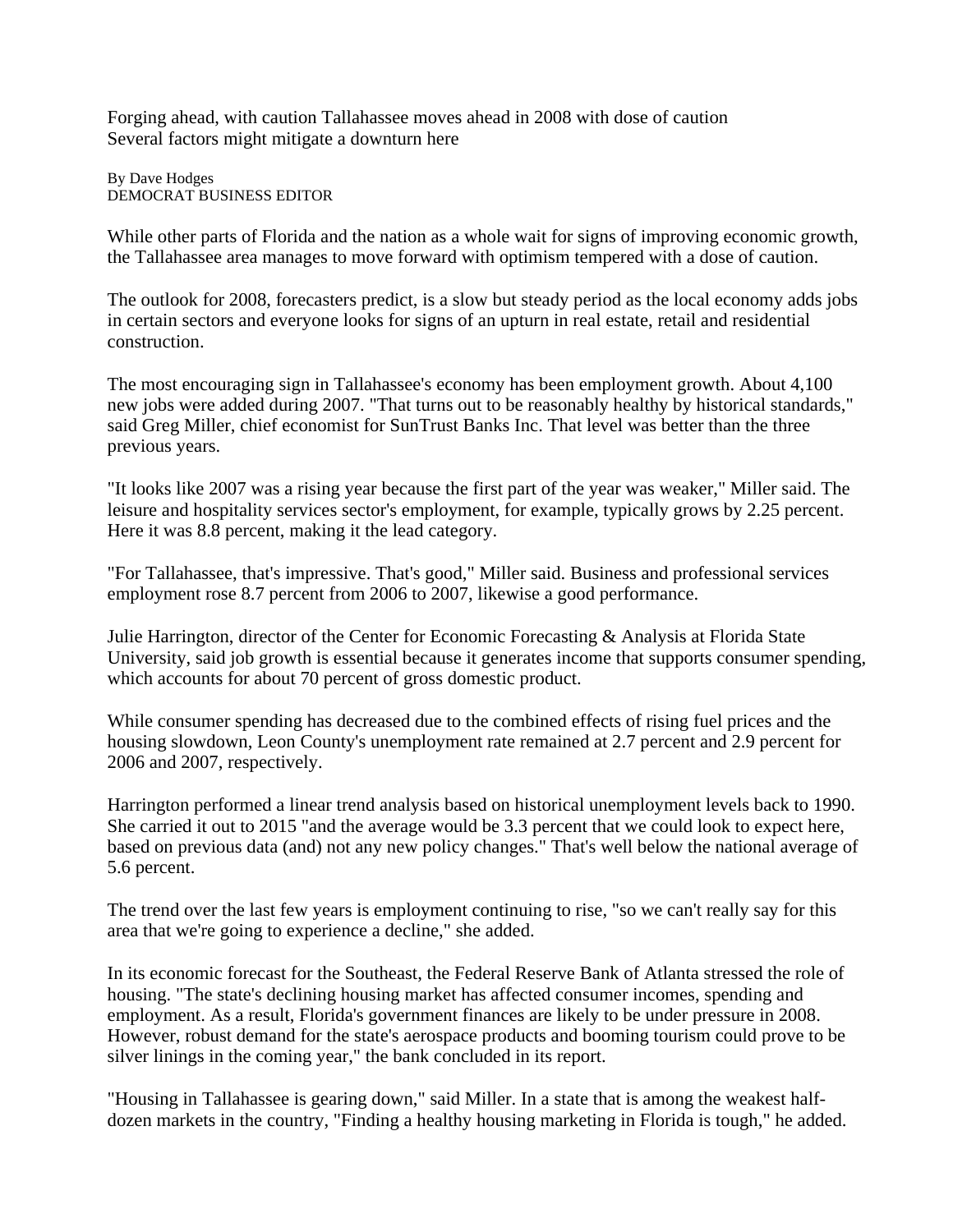# Forging ahead, with caution Tallahassee moves ahead in 2008 with dose of caution

## Several factors might mitigate a downturn here

By Dave Hodges
DEMOCRAT BUSINESS EDITOR

While other parts of Florida and the nation as a whole wait for signs of improving economic growth, the Tallahassee area manages to move forward with optimism tempered with a dose of caution.

The outlook for 2008, forecasters predict, is a slow but steady period as the local economy adds jobs in certain sectors and everyone looks for signs of an upturn in real estate, retail and residential construction.

The most encouraging sign in Tallahassee's economy has been employment growth. About 4,100 new jobs were added during 2007. "That turns out to be reasonably healthy by historical standards," said Greg Miller, chief economist for SunTrust Banks Inc. That level was better than the three previous years.

"It looks like 2007 was a rising year because the first part of the year was weaker," Miller said. The leisure and hospitality services sector's employment, for example, typically grows by 2.25 percent. Here it was 8.8 percent, making it the lead category.

"For Tallahassee, that's impressive. That's good," Miller said. Business and professional services employment rose 8.7 percent from 2006 to 2007, likewise a good performance.

Julie Harrington, director of the Center for Economic Forecasting & Analysis at Florida State University, said job growth is essential because it generates income that supports consumer spending, which accounts for about 70 percent of gross domestic product.

While consumer spending has decreased due to the combined effects of rising fuel prices and the housing slowdown, Leon County's unemployment rate remained at 2.7 percent and 2.9 percent for 2006 and 2007, respectively.

Harrington performed a linear trend analysis based on historical unemployment levels back to 1990. She carried it out to 2015 "and the average would be 3.3 percent that we could look to expect here, based on previous data (and) not any new policy changes." That's well below the national average of 5.6 percent.

The trend over the last few years is employment continuing to rise, "so we can't really say for this area that we're going to experience a decline," she added.

In its economic forecast for the Southeast, the Federal Reserve Bank of Atlanta stressed the role of housing. "The state's declining housing market has affected consumer incomes, spending and employment. As a result, Florida's government finances are likely to be under pressure in 2008. However, robust demand for the state's aerospace products and booming tourism could prove to be silver linings in the coming year," the bank concluded in its report.

"Housing in Tallahassee is gearing down," said Miller. In a state that is among the weakest half-dozen markets in the country, "Finding a healthy housing marketing in Florida is tough," he added.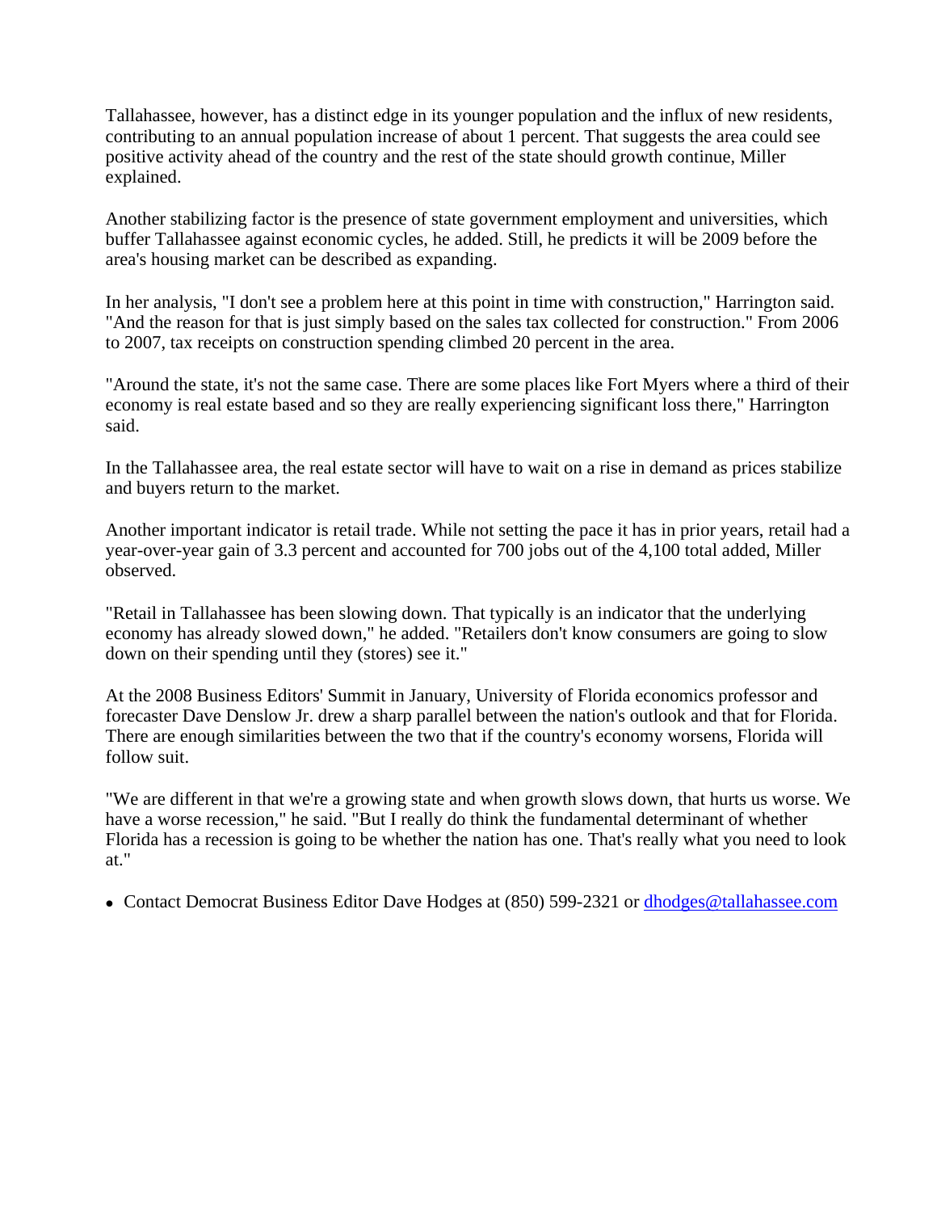Tallahassee, however, has a distinct edge in its younger population and the influx of new residents, contributing to an annual population increase of about 1 percent. That suggests the area could see positive activity ahead of the country and the rest of the state should growth continue, Miller explained.

Another stabilizing factor is the presence of state government employment and universities, which buffer Tallahassee against economic cycles, he added. Still, he predicts it will be 2009 before the area's housing market can be described as expanding.

In her analysis, "I don't see a problem here at this point in time with construction," Harrington said. "And the reason for that is just simply based on the sales tax collected for construction." From 2006 to 2007, tax receipts on construction spending climbed 20 percent in the area.

"Around the state, it's not the same case. There are some places like Fort Myers where a third of their economy is real estate based and so they are really experiencing significant loss there," Harrington said.

In the Tallahassee area, the real estate sector will have to wait on a rise in demand as prices stabilize and buyers return to the market.

Another important indicator is retail trade. While not setting the pace it has in prior years, retail had a year-over-year gain of 3.3 percent and accounted for 700 jobs out of the 4,100 total added, Miller observed.

"Retail in Tallahassee has been slowing down. That typically is an indicator that the underlying economy has already slowed down," he added. "Retailers don't know consumers are going to slow down on their spending until they (stores) see it."

At the 2008 Business Editors' Summit in January, University of Florida economics professor and forecaster Dave Denslow Jr. drew a sharp parallel between the nation's outlook and that for Florida. There are enough similarities between the two that if the country's economy worsens, Florida will follow suit.

"We are different in that we're a growing state and when growth slows down, that hurts us worse. We have a worse recession," he said. "But I really do think the fundamental determinant of whether Florida has a recession is going to be whether the nation has one. That's really what you need to look at."

- Contact Democrat Business Editor Dave Hodges at (850) 599-2321 or dhodges@tallahassee.com